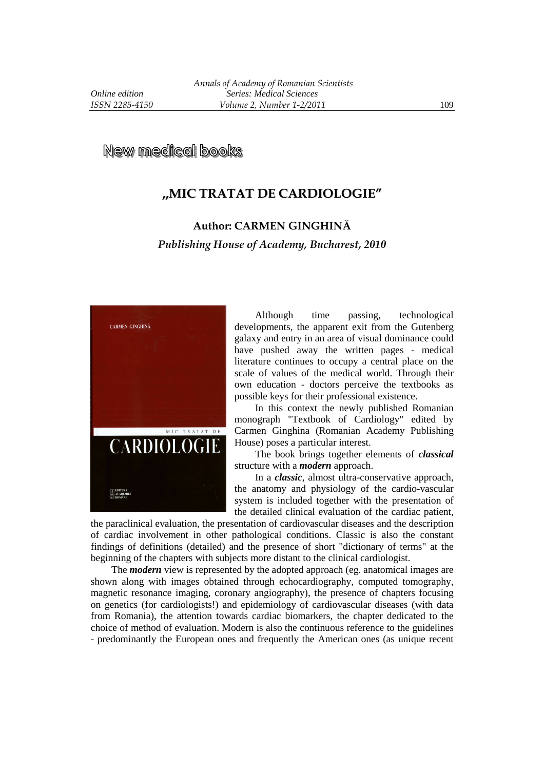# New medical books

## „MIC TRATAT DE CARDIOLOGIE"

### Author: CARMEN GINGHINĂ

***Publishing House of Academy, Bucharest, 2010***

Although time passing, technological developments, the apparent exit from the Gutenberg galaxy and entry in an area of visual dominance could have pushed away the written pages - medical literature continues to occupy a central place on the scale of values of the medical world. Through their own education - doctors perceive the textbooks as possible keys for their professional existence.

In this context the newly published Romanian monograph "Textbook of Cardiology" edited by Carmen Ginghina (Romanian Academy Publishing House) poses a particular interest.

The book brings together elements of ***classical*** structure with a ***modern*** approach.

In a ***classic***, almost ultra-conservative approach, the anatomy and physiology of the cardio-vascular system is included together with the presentation of the detailed clinical evaluation of the cardiac patient, the paraclinical evaluation, the presentation of cardiovascular diseases and the description of cardiac involvement in other pathological conditions. Classic is also the constant findings of definitions (detailed) and the presence of short "dictionary of terms" at the beginning of the chapters with subjects more distant to the clinical cardiologist.

The ***modern*** view is represented by the adopted approach (eg. anatomical images are shown along with images obtained through echocardiography, computed tomography, magnetic resonance imaging, coronary angiography), the presence of chapters focusing on genetics (for cardiologists!) and epidemiology of cardiovascular diseases (with data from Romania), the attention towards cardiac biomarkers, the chapter dedicated to the choice of method of evaluation. Modern is also the continuous reference to the guidelines - predominantly the European ones and frequently the American ones (as unique recent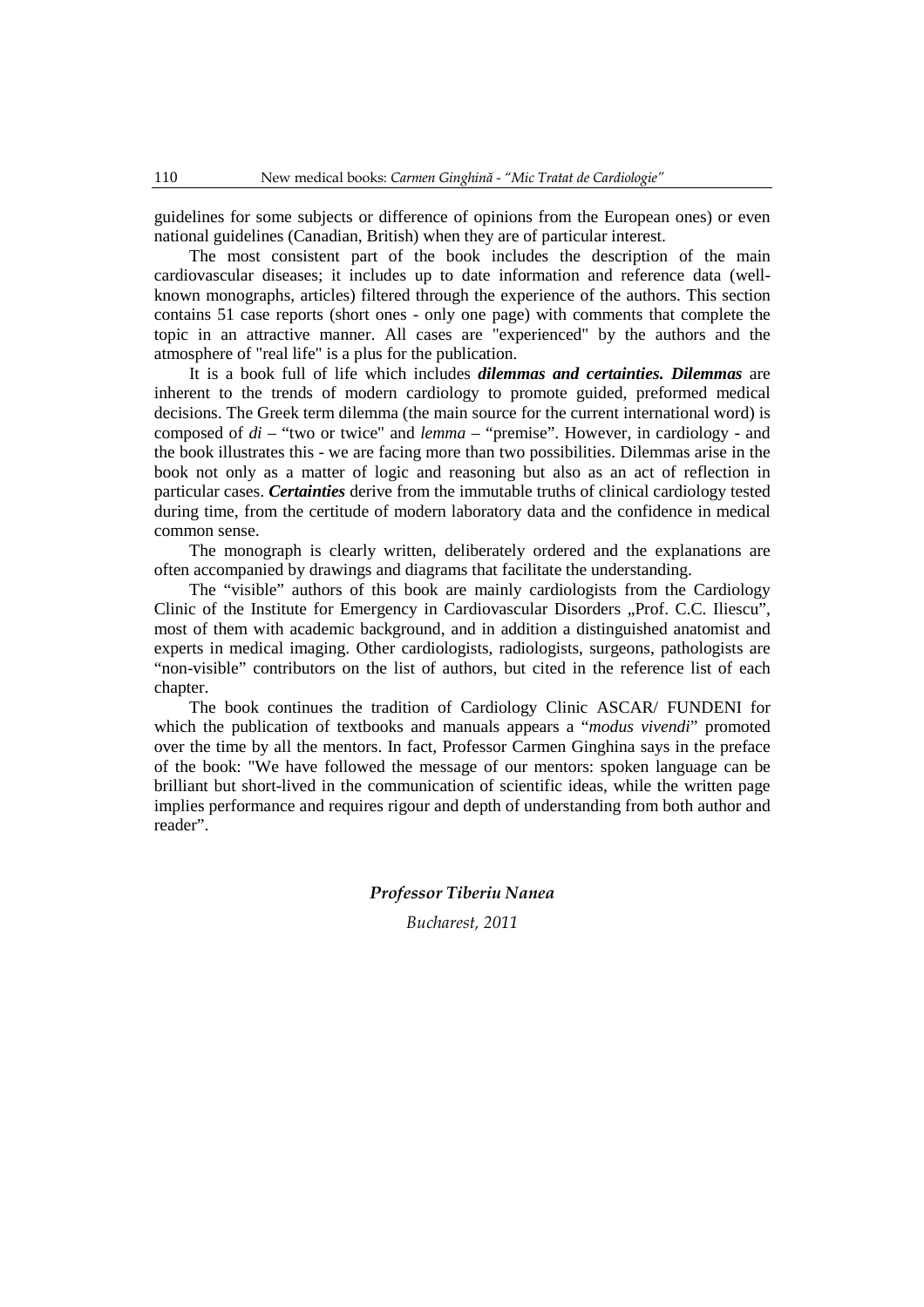guidelines for some subjects or difference of opinions from the European ones) or even national guidelines (Canadian, British) when they are of particular interest.

The most consistent part of the book includes the description of the main cardiovascular diseases; it includes up to date information and reference data (well-known monographs, articles) filtered through the experience of the authors. This section contains 51 case reports (short ones - only one page) with comments that complete the topic in an attractive manner. All cases are "experienced" by the authors and the atmosphere of "real life" is a plus for the publication.

It is a book full of life which includes ***dilemmas and certainties. Dilemmas*** are inherent to the trends of modern cardiology to promote guided, preformed medical decisions. The Greek term dilemma (the main source for the current international word) is composed of *di* – "two or twice" and *lemma* – "premise". However, in cardiology - and the book illustrates this - we are facing more than two possibilities. Dilemmas arise in the book not only as a matter of logic and reasoning but also as an act of reflection in particular cases. ***Certainties*** derive from the immutable truths of clinical cardiology tested during time, from the certitude of modern laboratory data and the confidence in medical common sense.

The monograph is clearly written, deliberately ordered and the explanations are often accompanied by drawings and diagrams that facilitate the understanding.

The "visible" authors of this book are mainly cardiologists from the Cardiology Clinic of the Institute for Emergency in Cardiovascular Disorders „Prof. C.C. Iliescu", most of them with academic background, and in addition a distinguished anatomist and experts in medical imaging. Other cardiologists, radiologists, surgeons, pathologists are "non-visible" contributors on the list of authors, but cited in the reference list of each chapter.

The book continues the tradition of Cardiology Clinic ASCAR/ FUNDENI for which the publication of textbooks and manuals appears a "*modus vivendi*" promoted over the time by all the mentors. In fact, Professor Carmen Ginghina says in the preface of the book: "We have followed the message of our mentors: spoken language can be brilliant but short-lived in the communication of scientific ideas, while the written page implies performance and requires rigour and depth of understanding from both author and reader".

***Professor Tiberiu Nanea***

*Bucharest, 2011*